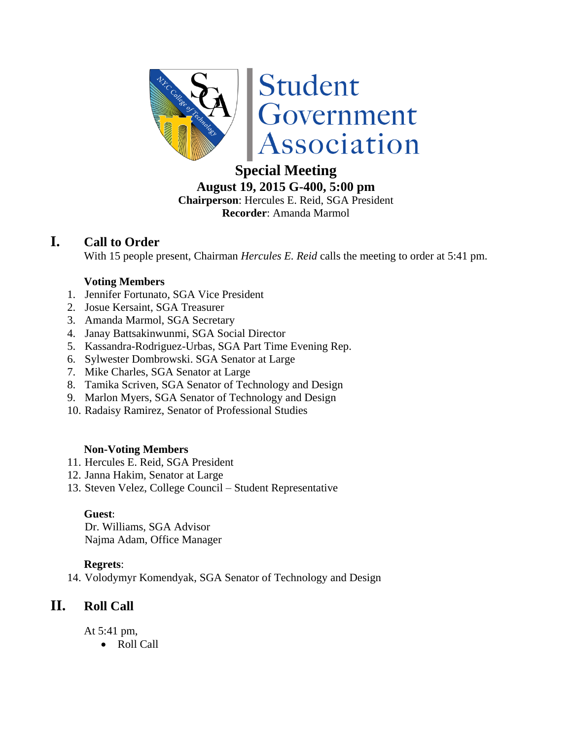Student Government Association

# Special Meeting

**August 19, 2015 G-400, 5:00 pm**
**Chairperson**: Hercules E. Reid, SGA President
**Recorder**: Amanda Marmol

## I. Call to Order

With 15 people present, Chairman *Hercules E. Reid* calls the meeting to order at 5:41 pm.

**Voting Members**

1. Jennifer Fortunato, SGA Vice President
2. Josue Kersaint, SGA Treasurer
3. Amanda Marmol, SGA Secretary
4. Janay Battsakinwunmi, SGA Social Director
5. Kassandra-Rodriguez-Urbas, SGA Part Time Evening Rep.
6. Sylwester Dombrowski. SGA Senator at Large
7. Mike Charles, SGA Senator at Large
8. Tamika Scriven, SGA Senator of Technology and Design
9. Marlon Myers, SGA Senator of Technology and Design
10. Radaisy Ramirez, Senator of Professional Studies

**Non-Voting Members**

11. Hercules E. Reid, SGA President
12. Janna Hakim, Senator at Large
13. Steven Velez, College Council – Student Representative

**Guest**:
Dr. Williams, SGA Advisor
Najma Adam, Office Manager

**Regrets**:

14. Volodymyr Komendyak, SGA Senator of Technology and Design

## II. Roll Call

At 5:41 pm,

- Roll Call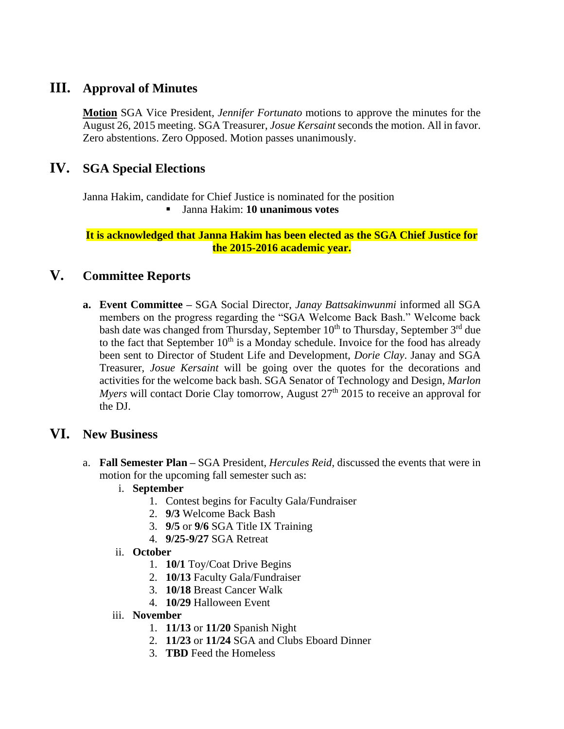## III. Approval of Minutes

**Motion** SGA Vice President, *Jennifer Fortunato* motions to approve the minutes for the August 26, 2015 meeting. SGA Treasurer, *Josue Kersaint* seconds the motion. All in favor. Zero abstentions. Zero Opposed. Motion passes unanimously.

## IV. SGA Special Elections

Janna Hakim, candidate for Chief Justice is nominated for the position

- Janna Hakim: **10 unanimous votes**

**It is acknowledged that Janna Hakim has been elected as the SGA Chief Justice for the 2015-2016 academic year.**

## V. Committee Reports

a. **Event Committee –** SGA Social Director, *Janay Battsakinwunmi* informed all SGA members on the progress regarding the "SGA Welcome Back Bash." Welcome back bash date was changed from Thursday, September 10th to Thursday, September 3rd due to the fact that September 10th is a Monday schedule. Invoice for the food has already been sent to Director of Student Life and Development, *Dorie Clay*. Janay and SGA Treasurer, *Josue Kersaint* will be going over the quotes for the decorations and activities for the welcome back bash. SGA Senator of Technology and Design, *Marlon Myers* will contact Dorie Clay tomorrow, August 27th 2015 to receive an approval for the DJ.

## VI. New Business

a. **Fall Semester Plan –** SGA President, *Hercules Reid*, discussed the events that were in motion for the upcoming fall semester such as:

i. **September**
1. Contest begins for Faculty Gala/Fundraiser
2. **9/3** Welcome Back Bash
3. **9/5** or **9/6** SGA Title IX Training
4. **9/25-9/27** SGA Retreat

ii. **October**
1. **10/1** Toy/Coat Drive Begins
2. **10/13** Faculty Gala/Fundraiser
3. **10/18** Breast Cancer Walk
4. **10/29** Halloween Event

iii. **November**
1. **11/13** or **11/20** Spanish Night
2. **11/23** or **11/24** SGA and Clubs Eboard Dinner
3. **TBD** Feed the Homeless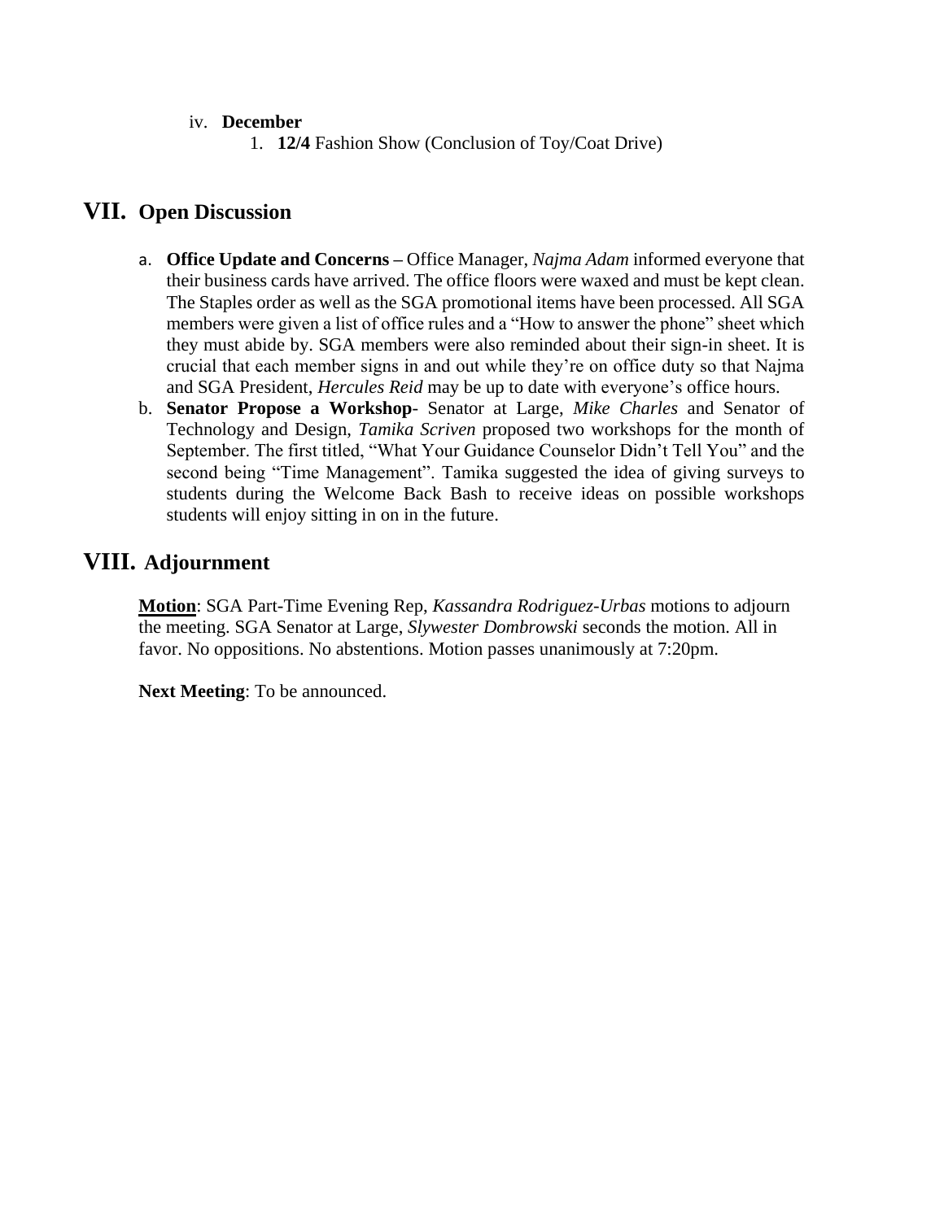iv. **December**

1. **12/4** Fashion Show (Conclusion of Toy/Coat Drive)

## VII. Open Discussion

a. **Office Update and Concerns –** Office Manager, *Najma Adam* informed everyone that their business cards have arrived. The office floors were waxed and must be kept clean. The Staples order as well as the SGA promotional items have been processed. All SGA members were given a list of office rules and a "How to answer the phone" sheet which they must abide by. SGA members were also reminded about their sign-in sheet. It is crucial that each member signs in and out while they're on office duty so that Najma and SGA President, *Hercules Reid* may be up to date with everyone's office hours.

b. **Senator Propose a Workshop**- Senator at Large, *Mike Charles* and Senator of Technology and Design, *Tamika Scriven* proposed two workshops for the month of September. The first titled, "What Your Guidance Counselor Didn't Tell You" and the second being "Time Management". Tamika suggested the idea of giving surveys to students during the Welcome Back Bash to receive ideas on possible workshops students will enjoy sitting in on in the future.

## VIII. Adjournment

**Motion**: SGA Part-Time Evening Rep, *Kassandra Rodriguez-Urbas* motions to adjourn the meeting. SGA Senator at Large, *Slywester Dombrowski* seconds the motion. All in favor. No oppositions. No abstentions. Motion passes unanimously at 7:20pm.

**Next Meeting**: To be announced.